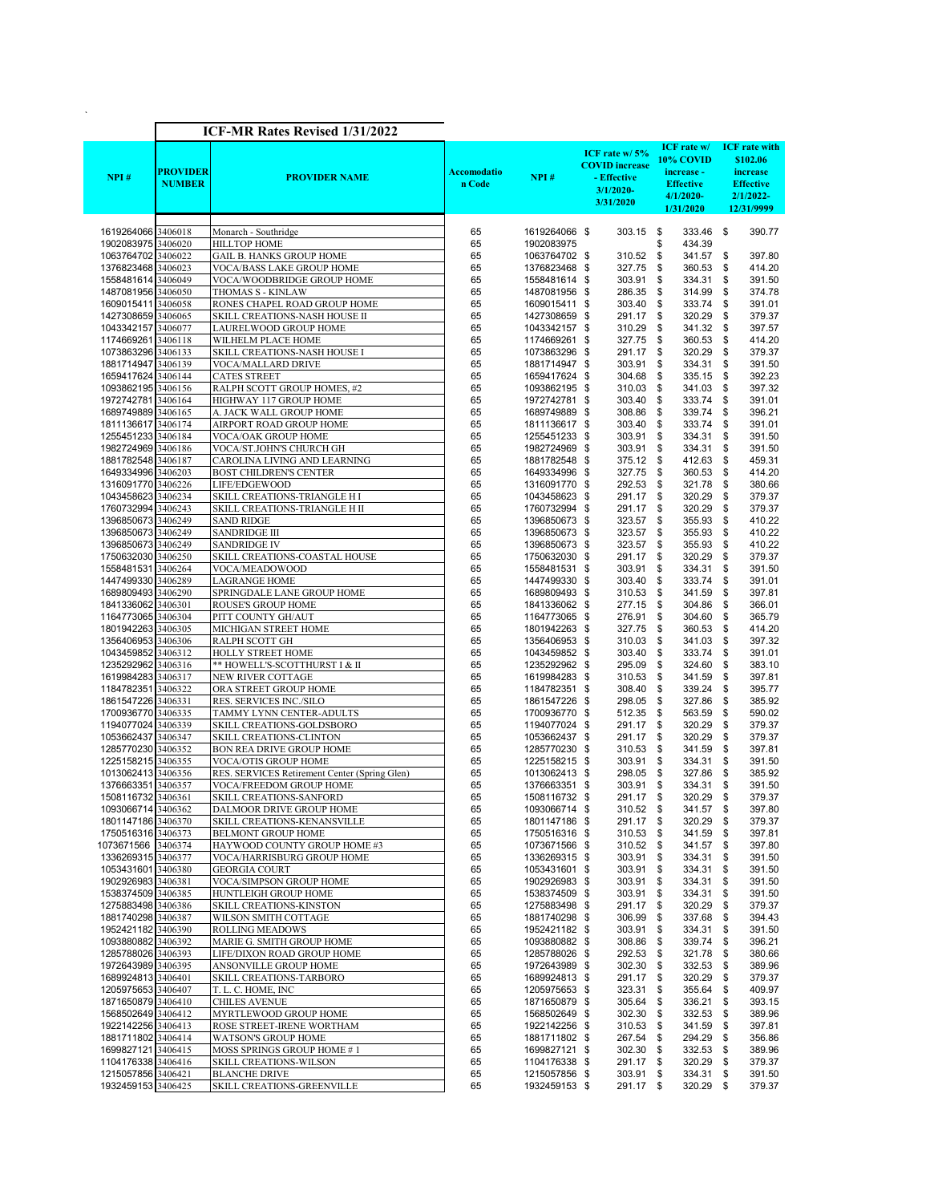## ICF-MR Rates Revised 1/31/2022

| NPI # | PROVIDER NUMBER | PROVIDER NAME | Accomodation Code | NPI # | ICF rate w/ 5% COVID increase - Effective 3/1/2020-3/31/2020 | ICF rate w/ 10% COVID increase - Effective 4/1/2020-1/31/2020 | ICF rate with $102.06 increase Effective 2/1/2022-12/31/9999 |
|---|---|---|---|---|---|---|---|
| 1619264066 | 3406018 | Monarch - Southridge | 65 | 1619264066 | $ 303.15 | $ 333.46 | $ 390.77 |
| 1902083975 | 3406020 | HILLTOP HOME | 65 | 1902083975 | | $ 434.39 | |
| 1063764702 | 3406022 | GAIL B. HANKS GROUP HOME | 65 | 1063764702 | $ 310.52 | $ 341.57 | $ 397.80 |
| 1376823468 | 3406023 | VOCA/BASS LAKE GROUP HOME | 65 | 1376823468 | $ 327.75 | $ 360.53 | $ 414.20 |
| 1558481614 | 3406049 | VOCA/WOODBRIDGE GROUP HOME | 65 | 1558481614 | $ 303.91 | $ 334.31 | $ 391.50 |
| 1487081956 | 3406050 | THOMAS S - KINLAW | 65 | 1487081956 | $ 286.35 | $ 314.99 | $ 374.78 |
| 1609015411 | 3406058 | RONES CHAPEL ROAD GROUP HOME | 65 | 1609015411 | $ 303.40 | $ 333.74 | $ 391.01 |
| 1427308659 | 3406065 | SKILL CREATIONS-NASH HOUSE II | 65 | 1427308659 | $ 291.17 | $ 320.29 | $ 379.37 |
| 1043342157 | 3406077 | LAURELWOOD GROUP HOME | 65 | 1043342157 | $ 310.29 | $ 341.32 | $ 397.57 |
| 1174669261 | 3406118 | WILHELM PLACE HOME | 65 | 1174669261 | $ 327.75 | $ 360.53 | $ 414.20 |
| 1073863296 | 3406133 | SKILL CREATIONS-NASH HOUSE I | 65 | 1073863296 | $ 291.17 | $ 320.29 | $ 379.37 |
| 1881714947 | 3406139 | VOCA/MALLARD DRIVE | 65 | 1881714947 | $ 303.91 | $ 334.31 | $ 391.50 |
| 1659417624 | 3406144 | CATES STREET | 65 | 1659417624 | $ 304.68 | $ 335.15 | $ 392.23 |
| 1093862195 | 3406156 | RALPH SCOTT GROUP HOMES, #2 | 65 | 1093862195 | $ 310.03 | $ 341.03 | $ 397.32 |
| 1972742781 | 3406164 | HIGHWAY 117 GROUP HOME | 65 | 1972742781 | $ 303.40 | $ 333.74 | $ 391.01 |
| 1689749889 | 3406165 | A. JACK WALL GROUP HOME | 65 | 1689749889 | $ 308.86 | $ 339.74 | $ 396.21 |
| 1811136617 | 3406174 | AIRPORT ROAD GROUP HOME | 65 | 1811136617 | $ 303.40 | $ 333.74 | $ 391.01 |
| 1255451233 | 3406184 | VOCA/OAK GROUP HOME | 65 | 1255451233 | $ 303.91 | $ 334.31 | $ 391.50 |
| 1982724969 | 3406186 | VOCA/ST.JOHN'S CHURCH GH | 65 | 1982724969 | $ 303.91 | $ 334.31 | $ 391.50 |
| 1881782548 | 3406187 | CAROLINA LIVING AND LEARNING | 65 | 1881782548 | $ 375.12 | $ 412.63 | $ 459.31 |
| 1649334996 | 3406203 | BOST CHILDREN'S CENTER | 65 | 1649334996 | $ 327.75 | $ 360.53 | $ 414.20 |
| 1316091770 | 3406226 | LIFE/EDGEWOOD | 65 | 1316091770 | $ 292.53 | $ 321.78 | $ 380.66 |
| 1043458623 | 3406234 | SKILL CREATIONS-TRIANGLE H I | 65 | 1043458623 | $ 291.17 | $ 320.29 | $ 379.37 |
| 1760732994 | 3406243 | SKILL CREATIONS-TRIANGLE H II | 65 | 1760732994 | $ 291.17 | $ 320.29 | $ 379.37 |
| 1396850673 | 3406249 | SAND RIDGE | 65 | 1396850673 | $ 323.57 | $ 355.93 | $ 410.22 |
| 1396850673 | 3406249 | SANDRIDGE III | 65 | 1396850673 | $ 323.57 | $ 355.93 | $ 410.22 |
| 1396850673 | 3406249 | SANDRIDGE IV | 65 | 1396850673 | $ 323.57 | $ 355.93 | $ 410.22 |
| 1750632030 | 3406250 | SKILL CREATIONS-COASTAL HOUSE | 65 | 1750632030 | $ 291.17 | $ 320.29 | $ 379.37 |
| 1558481531 | 3406264 | VOCA/MEADOWOOD | 65 | 1558481531 | $ 303.91 | $ 334.31 | $ 391.50 |
| 1447499330 | 3406289 | LAGRANGE HOME | 65 | 1447499330 | $ 303.40 | $ 333.74 | $ 391.01 |
| 1689809493 | 3406290 | SPRINGDALE LANE GROUP HOME | 65 | 1689809493 | $ 310.53 | $ 341.59 | $ 397.81 |
| 1841336062 | 3406301 | ROUSE'S GROUP HOME | 65 | 1841336062 | $ 277.15 | $ 304.86 | $ 366.01 |
| 1164773065 | 3406304 | PITT COUNTY GH/AUT | 65 | 1164773065 | $ 276.91 | $ 304.60 | $ 365.79 |
| 1801942263 | 3406305 | MICHIGAN STREET HOME | 65 | 1801942263 | $ 327.75 | $ 360.53 | $ 414.20 |
| 1356406953 | 3406306 | RALPH SCOTT GH | 65 | 1356406953 | $ 310.03 | $ 341.03 | $ 397.32 |
| 1043459852 | 3406312 | HOLLY STREET HOME | 65 | 1043459852 | $ 303.40 | $ 333.74 | $ 391.01 |
| 1235292962 | 3406316 | ** HOWELL'S-SCOTTHURST I & II | 65 | 1235292962 | $ 295.09 | $ 324.60 | $ 383.10 |
| 1619984283 | 3406317 | NEW RIVER COTTAGE | 65 | 1619984283 | $ 310.53 | $ 341.59 | $ 397.81 |
| 1184782351 | 3406322 | ORA STREET GROUP HOME | 65 | 1184782351 | $ 308.40 | $ 339.24 | $ 395.77 |
| 1861547226 | 3406331 | RES. SERVICES INC./SILO | 65 | 1861547226 | $ 298.05 | $ 327.86 | $ 385.92 |
| 1700936770 | 3406335 | TAMMY LYNN CENTER-ADULTS | 65 | 1700936770 | $ 512.35 | $ 563.59 | $ 590.02 |
| 1194077024 | 3406339 | SKILL CREATIONS-GOLDSBORO | 65 | 1194077024 | $ 291.17 | $ 320.29 | $ 379.37 |
| 1053662437 | 3406347 | SKILL CREATIONS-CLINTON | 65 | 1053662437 | $ 291.17 | $ 320.29 | $ 379.37 |
| 1285770230 | 3406352 | BON REA DRIVE GROUP HOME | 65 | 1285770230 | $ 310.53 | $ 341.59 | $ 397.81 |
| 1225158215 | 3406355 | VOCA/OTIS GROUP HOME | 65 | 1225158215 | $ 303.91 | $ 334.31 | $ 391.50 |
| 1013062413 | 3406356 | RES. SERVICES Retirement Center (Spring Glen) | 65 | 1013062413 | $ 298.05 | $ 327.86 | $ 385.92 |
| 1376663351 | 3406357 | VOCA/FREEDOM GROUP HOME | 65 | 1376663351 | $ 303.91 | $ 334.31 | $ 391.50 |
| 1508116732 | 3406361 | SKILL CREATIONS-SANFORD | 65 | 1508116732 | $ 291.17 | $ 320.29 | $ 379.37 |
| 1093066714 | 3406362 | DALMOOR DRIVE GROUP HOME | 65 | 1093066714 | $ 310.52 | $ 341.57 | $ 397.80 |
| 1801147186 | 3406370 | SKILL CREATIONS-KENANSVILLE | 65 | 1801147186 | $ 291.17 | $ 320.29 | $ 379.37 |
| 1750516316 | 3406373 | BELMONT GROUP HOME | 65 | 1750516316 | $ 310.53 | $ 341.59 | $ 397.81 |
| 1073671566 | 3406374 | HAYWOOD COUNTY GROUP HOME #3 | 65 | 1073671566 | $ 310.52 | $ 341.57 | $ 397.80 |
| 1336269315 | 3406377 | VOCA/HARRISBURG GROUP HOME | 65 | 1336269315 | $ 303.91 | $ 334.31 | $ 391.50 |
| 1053431601 | 3406380 | GEORGIA COURT | 65 | 1053431601 | $ 303.91 | $ 334.31 | $ 391.50 |
| 1902926983 | 3406381 | VOCA/SIMPSON GROUP HOME | 65 | 1902926983 | $ 303.91 | $ 334.31 | $ 391.50 |
| 1538374509 | 3406385 | HUNTLEIGH GROUP HOME | 65 | 1538374509 | $ 303.91 | $ 334.31 | $ 391.50 |
| 1275883498 | 3406386 | SKILL CREATIONS-KINSTON | 65 | 1275883498 | $ 291.17 | $ 320.29 | $ 379.37 |
| 1881740298 | 3406387 | WILSON SMITH COTTAGE | 65 | 1881740298 | $ 306.99 | $ 337.68 | $ 394.43 |
| 1952421182 | 3406390 | ROLLING MEADOWS | 65 | 1952421182 | $ 303.91 | $ 334.31 | $ 391.50 |
| 1093880882 | 3406392 | MARIE G. SMITH GROUP HOME | 65 | 1093880882 | $ 308.86 | $ 339.74 | $ 396.21 |
| 1285788026 | 3406393 | LIFE/DIXON ROAD GROUP HOME | 65 | 1285788026 | $ 292.53 | $ 321.78 | $ 380.66 |
| 1972643989 | 3406395 | ANSONVILLE GROUP HOME | 65 | 1972643989 | $ 302.30 | $ 332.53 | $ 389.96 |
| 1689924813 | 3406401 | SKILL CREATIONS-TARBORO | 65 | 1689924813 | $ 291.17 | $ 320.29 | $ 379.37 |
| 1205975653 | 3406407 | T. L. C. HOME, INC | 65 | 1205975653 | $ 323.31 | $ 355.64 | $ 409.97 |
| 1871650879 | 3406410 | CHILES AVENUE | 65 | 1871650879 | $ 305.64 | $ 336.21 | $ 393.15 |
| 1568502649 | 3406412 | MYRTLEWOOD GROUP HOME | 65 | 1568502649 | $ 302.30 | $ 332.53 | $ 389.96 |
| 1922142256 | 3406413 | ROSE STREET-IRENE WORTHAM | 65 | 1922142256 | $ 310.53 | $ 341.59 | $ 397.81 |
| 1881711802 | 3406414 | WATSON'S GROUP HOME | 65 | 1881711802 | $ 267.54 | $ 294.29 | $ 356.86 |
| 1699827121 | 3406415 | MOSS SPRINGS GROUP HOME # 1 | 65 | 1699827121 | $ 302.30 | $ 332.53 | $ 389.96 |
| 1104176338 | 3406416 | SKILL CREATIONS-WILSON | 65 | 1104176338 | $ 291.17 | $ 320.29 | $ 379.37 |
| 1215057856 | 3406421 | BLANCHE DRIVE | 65 | 1215057856 | $ 303.91 | $ 334.31 | $ 391.50 |
| 1932459153 | 3406425 | SKILL CREATIONS-GREENVILLE | 65 | 1932459153 | $ 291.17 | $ 320.29 | $ 379.37 |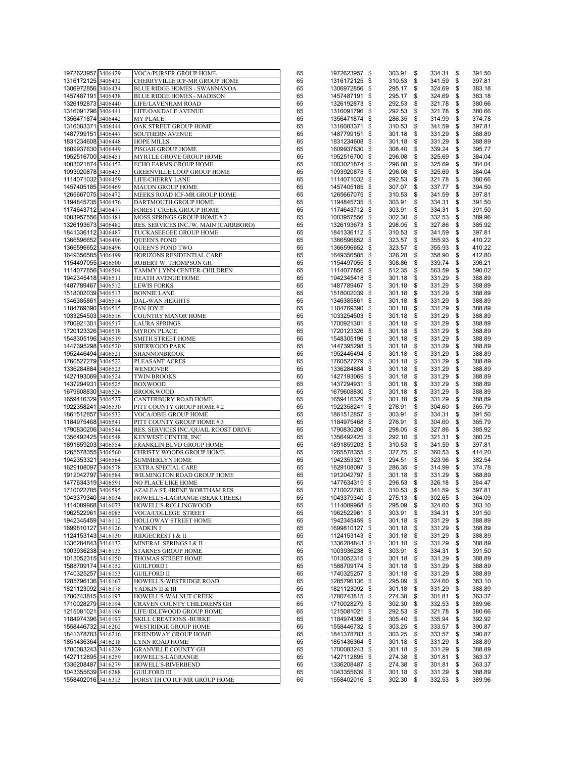| | | | | | | | |
|---|---|---|---|---|---|---|---|
| 1972623957 | 3406429 | VOCA/PURSER GROUP HOME | 65 | 1972623957 | $ 303.91 | $ 334.31 | $ 391.50 |
| 1316172125 | 3406432 | CHERRYVILLE ICF-MR GROUP HOME | 65 | 1316172125 | $ 310.53 | $ 341.59 | $ 397.81 |
| 1306972856 | 3406434 | BLUE RIDGE HOMES - SWANNANOA | 65 | 1306972856 | $ 295.17 | $ 324.69 | $ 383.18 |
| 1457487191 | 3406438 | BLUE RIDGE HOMES - MADISON | 65 | 1457487191 | $ 295.17 | $ 324.69 | $ 383.18 |
| 1326192873 | 3406440 | LIFE/LAVENHAM ROAD | 65 | 1326192873 | $ 292.53 | $ 321.78 | $ 380.66 |
| 1316091796 | 3406441 | LIFE/OAKDALE AVENUE | 65 | 1316091796 | $ 292.53 | $ 321.78 | $ 380.66 |
| 1356471874 | 3406442 | MY PLACE | 65 | 1356471874 | $ 286.35 | $ 314.99 | $ 374.78 |
| 1316083371 | 3406444 | OAK STREET GROUP HOME | 65 | 1316083371 | $ 310.53 | $ 341.59 | $ 397.81 |
| 1487799151 | 3406447 | SOUTHERN AVENUE | 65 | 1487799151 | $ 301.18 | $ 331.29 | $ 388.89 |
| 1831234608 | 3406448 | HOPE MILLS | 65 | 1831234608 | $ 301.18 | $ 331.29 | $ 388.89 |
| 1609937630 | 3406449 | PISGAH GROUP HOME | 65 | 1609937630 | $ 308.40 | $ 339.24 | $ 395.77 |
| 1952516700 | 3406451 | MYRTLE GROVE GROUP HOME | 65 | 1952516700 | $ 296.08 | $ 325.69 | $ 384.04 |
| 1003021874 | 3406452 | ECHO FARMS GROUP HOME | 65 | 1003021874 | $ 296.08 | $ 325.69 | $ 384.04 |
| 1093920878 | 3406453 | GREENVILLE LOOP GROUP HOME | 65 | 1093920878 | $ 296.08 | $ 325.69 | $ 384.04 |
| 1114071032 | 3406459 | LIFE/CHERRY LANE | 65 | 1114071032 | $ 292.53 | $ 321.78 | $ 380.66 |
| 1457405185 | 3406469 | MACON GROUP HOME | 65 | 1457405185 | $ 307.07 | $ 337.77 | $ 394.50 |
| 1265667075 | 3406472 | MEEKS ROAD ICF-MR GROUP HOME | 65 | 1265667075 | $ 310.53 | $ 341.59 | $ 397.81 |
| 1194845735 | 3406476 | DARTMOUTH GROUP HOME | 65 | 1194845735 | $ 303.91 | $ 334.31 | $ 391.50 |
| 1174643712 | 3406477 | FOREST CREEK GROUP HOME | 65 | 1174643712 | $ 303.91 | $ 334.31 | $ 391.50 |
| 1003957556 | 3406481 | MOSS SPRINGS GROUP HOME # 2 | 65 | 1003957556 | $ 302.30 | $ 332.53 | $ 389.96 |
| 1326193673 | 3406482 | RES. SERVICES INC./W. MAIN (CARRBORO) | 65 | 1326193673 | $ 298.05 | $ 327.86 | $ 385.92 |
| 1841336112 | 3406487 | TUCKASEEGEE GROUP HOME | 65 | 1841336112 | $ 310.53 | $ 341.59 | $ 397.81 |
| 1366596652 | 3406496 | QUEEN'S POND | 65 | 1366596652 | $ 323.57 | $ 355.93 | $ 410.22 |
| 1366596652 | 3406496 | QUEEN'S POND TWO | 65 | 1366596652 | $ 323.57 | $ 355.93 | $ 410.22 |
| 1649356585 | 3406499 | HORIZONS RESIDENTIAL CARE | 65 | 1649356585 | $ 326.28 | $ 358.90 | $ 412.80 |
| 1154497055 | 3406500 | ROBERT W. THOMPSON GH | 65 | 1154497055 | $ 308.86 | $ 339.74 | $ 396.21 |
| 1114077856 | 3406504 | TAMMY LYNN CENTER-CHILDREN | 65 | 1114077856 | $ 512.35 | $ 563.59 | $ 590.02 |
| 1942345418 | 3406511 | HEATH AVENUE HOME | 65 | 1942345418 | $ 301.18 | $ 331.29 | $ 388.89 |
| 1487789467 | 3406512 | LEWIS FORKS | 65 | 1487789467 | $ 301.18 | $ 331.29 | $ 388.89 |
| 1518002039 | 3406513 | BONNIE LANE | 65 | 1518002039 | $ 301.18 | $ 331.29 | $ 388.89 |
| 1346385861 | 3406514 | DAL-WAN HEIGHTS | 65 | 1346385861 | $ 301.18 | $ 331.29 | $ 388.89 |
| 1184769390 | 3406515 | FAN JOY II | 65 | 1184769390 | $ 301.18 | $ 331.29 | $ 388.89 |
| 1033254503 | 3406516 | COUNTRY MANOR HOME | 65 | 1033254503 | $ 301.18 | $ 331.29 | $ 388.89 |
| 1700921301 | 3406517 | LAURA SPRINGS | 65 | 1700921301 | $ 301.18 | $ 331.29 | $ 388.89 |
| 1720123326 | 3406518 | MYRON PLACE | 65 | 1720123326 | $ 301.18 | $ 331.29 | $ 388.89 |
| 1548305196 | 3406519 | SMITH STREET HOME | 65 | 1548305196 | $ 301.18 | $ 331.29 | $ 388.89 |
| 1447395298 | 3406520 | SHERWOOD PARK | 65 | 1447395298 | $ 301.18 | $ 331.29 | $ 388.89 |
| 1952446494 | 3406521 | SHANNONBROOK | 65 | 1952446494 | $ 301.18 | $ 331.29 | $ 388.89 |
| 1760527279 | 3406522 | PLEASANT ACRES | 65 | 1760527279 | $ 301.18 | $ 331.29 | $ 388.89 |
| 1336284884 | 3406523 | WENDOVER | 65 | 1336284884 | $ 301.18 | $ 331.29 | $ 388.89 |
| 1427193069 | 3406524 | TWIN BROOKS | 65 | 1427193069 | $ 301.18 | $ 331.29 | $ 388.89 |
| 1437294931 | 3406525 | BOXWOOD | 65 | 1437294931 | $ 301.18 | $ 331.29 | $ 388.89 |
| 1679608830 | 3406526 | BROOKWOOD | 65 | 1679608830 | $ 301.18 | $ 331.29 | $ 388.89 |
| 1659416329 | 3406527 | CANTERBURY ROAD HOME | 65 | 1659416329 | $ 301.18 | $ 331.29 | $ 388.89 |
| 1922358241 | 3406530 | PITT COUNTY GROUP HOME # 2 | 65 | 1922358241 | $ 276.91 | $ 304.60 | $ 365.79 |
| 1861512857 | 3406532 | VOCA/OBIE GROUP HOME | 65 | 1861512857 | $ 303.91 | $ 334.31 | $ 391.50 |
| 1184975468 | 3406541 | PITT COUNTY GROUP HOME # 3 | 65 | 1184975468 | $ 276.91 | $ 304.60 | $ 365.79 |
| 1790830206 | 3406544 | RES. SERVICES INC./QUAIL ROOST DRIVE | 65 | 1790830206 | $ 298.05 | $ 327.86 | $ 385.92 |
| 1356492425 | 3406548 | KEYWEST CENTER, INC | 65 | 1356492425 | $ 292.10 | $ 321.31 | $ 380.25 |
| 1891859203 | 3406554 | FRANKLIN BLVD GROUP HOME | 65 | 1891859203 | $ 310.53 | $ 341.59 | $ 397.81 |
| 1265578355 | 3406560 | CHRISTY WOODS GROUP HOME | 65 | 1265578355 | $ 327.75 | $ 360.53 | $ 414.20 |
| 1942353321 | 3406564 | SUMMERLYN HOME | 65 | 1942353321 | $ 294.51 | $ 323.96 | $ 382.54 |
| 1629108097 | 3406578 | EXTRA SPECIAL CARE | 65 | 1629108097 | $ 286.35 | $ 314.99 | $ 374.78 |
| 1912042797 | 3406584 | WILMINGTON ROAD GROUP HOME | 65 | 1912042797 | $ 301.18 | $ 331.29 | $ 388.89 |
| 1477634319 | 3406591 | NO PLACE LIKE HOME | 65 | 1477634319 | $ 296.53 | $ 326.18 | $ 384.47 |
| 1710022785 | 3406595 | AZALEA ST.-IRENE WORTHAM RES. | 65 | 1710022785 | $ 310.53 | $ 341.59 | $ 397.81 |
| 1043379340 | 3416034 | HOWELL'S-LAGRANGE (BEAR CREEK) | 65 | 1043379340 | $ 275.13 | $ 302.65 | $ 364.09 |
| 1114089968 | 3416073 | HOWELL'S-ROLLINGWOOD | 65 | 1114089968 | $ 295.09 | $ 324.60 | $ 383.10 |
| 1962522961 | 3416085 | VOCA/COLLEGE STREET | 65 | 1962522961 | $ 303.91 | $ 334.31 | $ 391.50 |
| 1942345459 | 3416112 | HOLLOWAY STREET HOME | 65 | 1942345459 | $ 301.18 | $ 331.29 | $ 388.89 |
| 1699810127 | 3416126 | YADKIN I | 65 | 1699810127 | $ 301.18 | $ 331.29 | $ 388.89 |
| 1124153143 | 3416130 | RIDGECREST I & II | 65 | 1124153143 | $ 301.18 | $ 331.29 | $ 388.89 |
| 1336284843 | 3416132 | MINERAL SPRINGS I & II | 65 | 1336284843 | $ 301.18 | $ 331.29 | $ 388.89 |
| 1003936238 | 3416135 | STARNES GROUP HOME | 65 | 1003936238 | $ 303.91 | $ 334.31 | $ 391.50 |
| 1013052315 | 3416150 | THOMAS STREET HOME | 65 | 1013052315 | $ 301.18 | $ 331.29 | $ 388.89 |
| 1588709174 | 3416152 | GUILFORD I | 65 | 1588709174 | $ 301.18 | $ 331.29 | $ 388.89 |
| 1740325257 | 3416153 | GUILFORD II | 65 | 1740325257 | $ 301.18 | $ 331.29 | $ 388.89 |
| 1285796136 | 3416167 | HOWELL'S-WESTRIDGE ROAD | 65 | 1285796136 | $ 295.09 | $ 324.60 | $ 383.10 |
| 1821123092 | 3416178 | YADKIN II & III | 65 | 1821123092 | $ 301.18 | $ 331.29 | $ 388.89 |
| 1780743815 | 3416193 | HOWELL'S-WALNUT CREEK | 65 | 1780743815 | $ 274.38 | $ 301.81 | $ 363.37 |
| 1710028279 | 3416194 | CRAVEN COUNTY CHILDREN'S GH | 65 | 1710028279 | $ 302.30 | $ 332.53 | $ 389.96 |
| 1215081021 | 3416196 | LIFE/IDLEWOOD GROUP HOME | 65 | 1215081021 | $ 292.53 | $ 321.78 | $ 380.66 |
| 1184974396 | 3416197 | SKILL CREATIONS -BURKE | 65 | 1184974396 | $ 305.40 | $ 335.94 | $ 392.92 |
| 1558446732 | 3416202 | WESTRIDGE GROUP HOME | 65 | 1558446732 | $ 303.25 | $ 333.57 | $ 390.87 |
| 1841378783 | 3416216 | FRIENDWAY GROUP HOME | 65 | 1841378783 | $ 303.25 | $ 333.57 | $ 390.87 |
| 1851436364 | 3416218 | LYNN ROAD HOME | 65 | 1851436364 | $ 301.18 | $ 331.29 | $ 388.89 |
| 1700083243 | 3416229 | GRANVILLE COUNTY GH | 65 | 1700083243 | $ 301.18 | $ 331.29 | $ 388.89 |
| 1427112895 | 3416259 | HOWELL'S-LAGRANGE | 65 | 1427112895 | $ 274.38 | $ 301.81 | $ 363.37 |
| 1336208487 | 3416279 | HOWELL'S-RIVERBEND | 65 | 1336208487 | $ 274.38 | $ 301.81 | $ 363.37 |
| 1043355639 | 3416288 | GUILFORD III | 65 | 1043355639 | $ 301.18 | $ 331.29 | $ 388.89 |
| 1558402016 | 3416313 | FORSYTH CO ICF/MR GROUP HOME | 65 | 1558402016 | $ 302.30 | $ 332.53 | $ 389.96 |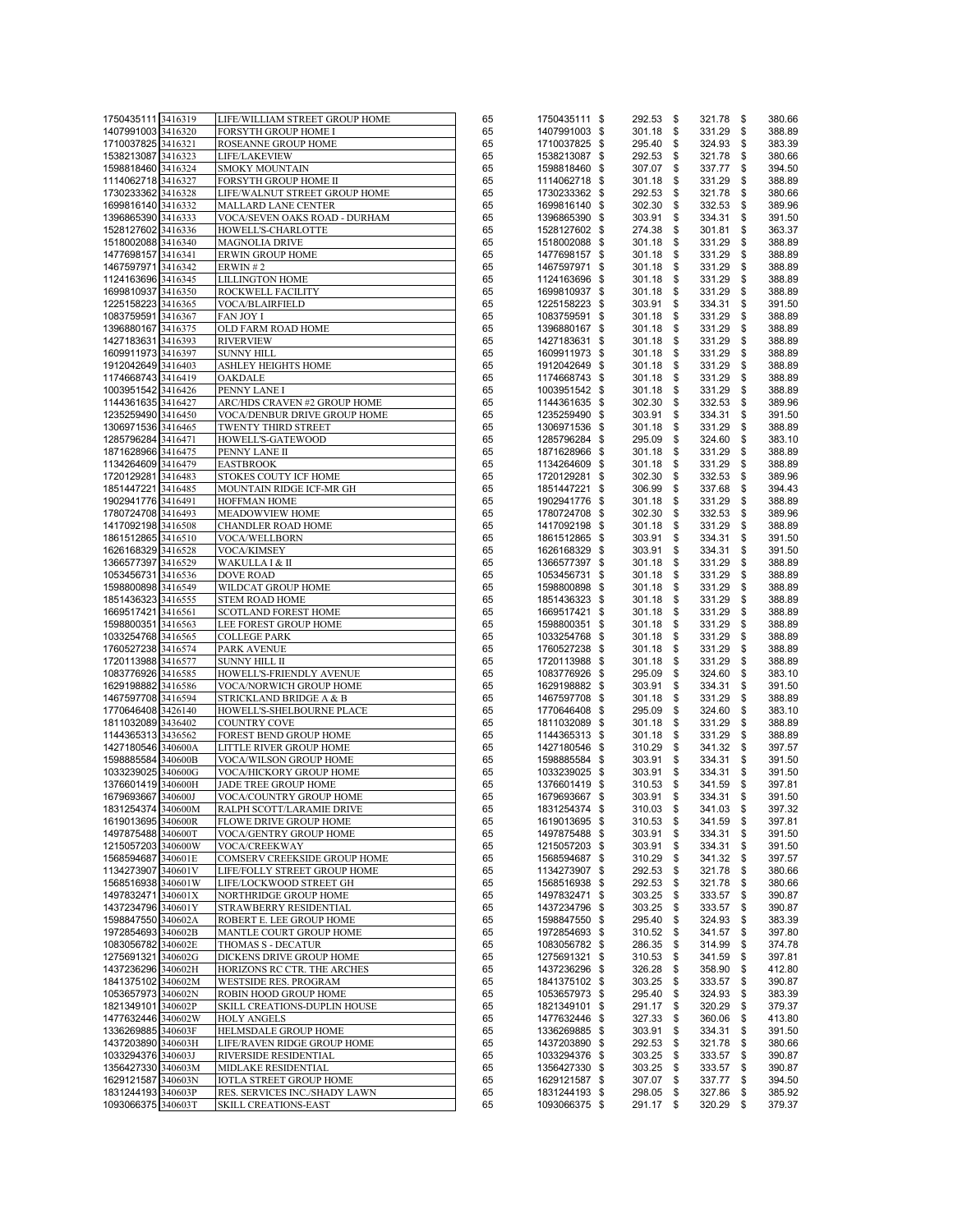| | | | | | | | |
|---|---|---|---|---|---|---|---|
| 1750435111 | 3416319 | LIFE/WILLIAM STREET GROUP HOME | 65 | 1750435111 | $ 292.53 | $ 321.78 | $ 380.66 |
| 1407991003 | 3416320 | FORSYTH GROUP HOME I | 65 | 1407991003 | $ 301.18 | $ 331.29 | $ 388.89 |
| 1710037825 | 3416321 | ROSEANNE GROUP HOME | 65 | 1710037825 | $ 295.40 | $ 324.93 | $ 383.39 |
| 1538213087 | 3416323 | LIFE/LAKEVIEW | 65 | 1538213087 | $ 292.53 | $ 321.78 | $ 380.66 |
| 1598818460 | 3416324 | SMOKY MOUNTAIN | 65 | 1598818460 | $ 307.07 | $ 337.77 | $ 394.50 |
| 1114062718 | 3416327 | FORSYTH GROUP HOME II | 65 | 1114062718 | $ 301.18 | $ 331.29 | $ 388.89 |
| 1730233362 | 3416328 | LIFE/WALNUT STREET GROUP HOME | 65 | 1730233362 | $ 292.53 | $ 321.78 | $ 380.66 |
| 1699816140 | 3416332 | MALLARD LANE CENTER | 65 | 1699816140 | $ 302.30 | $ 332.53 | $ 389.96 |
| 1396865390 | 3416333 | VOCA/SEVEN OAKS ROAD - DURHAM | 65 | 1396865390 | $ 303.91 | $ 334.31 | $ 391.50 |
| 1528127602 | 3416336 | HOWELL'S-CHARLOTTE | 65 | 1528127602 | $ 274.38 | $ 301.81 | $ 363.37 |
| 1518002088 | 3416340 | MAGNOLIA DRIVE | 65 | 1518002088 | $ 301.18 | $ 331.29 | $ 388.89 |
| 1477698157 | 3416341 | ERWIN GROUP HOME | 65 | 1477698157 | $ 301.18 | $ 331.29 | $ 388.89 |
| 1467597971 | 3416342 | ERWIN # 2 | 65 | 1467597971 | $ 301.18 | $ 331.29 | $ 388.89 |
| 1124163696 | 3416345 | LILLINGTON HOME | 65 | 1124163696 | $ 301.18 | $ 331.29 | $ 388.89 |
| 1699810937 | 3416350 | ROCKWELL FACILITY | 65 | 1699810937 | $ 301.18 | $ 331.29 | $ 388.89 |
| 1225158223 | 3416365 | VOCA/BLAIRFIELD | 65 | 1225158223 | $ 303.91 | $ 334.31 | $ 391.50 |
| 1083759591 | 3416367 | FAN JOY I | 65 | 1083759591 | $ 301.18 | $ 331.29 | $ 388.89 |
| 1396880167 | 3416375 | OLD FARM ROAD HOME | 65 | 1396880167 | $ 301.18 | $ 331.29 | $ 388.89 |
| 1427183631 | 3416393 | RIVERVIEW | 65 | 1427183631 | $ 301.18 | $ 331.29 | $ 388.89 |
| 1609911973 | 3416397 | SUNNY HILL | 65 | 1609911973 | $ 301.18 | $ 331.29 | $ 388.89 |
| 1912042649 | 3416403 | ASHLEY HEIGHTS HOME | 65 | 1912042649 | $ 301.18 | $ 331.29 | $ 388.89 |
| 1174668743 | 3416419 | OAKDALE | 65 | 1174668743 | $ 301.18 | $ 331.29 | $ 388.89 |
| 1003951542 | 3416426 | PENNY LANE I | 65 | 1003951542 | $ 301.18 | $ 331.29 | $ 388.89 |
| 1144361635 | 3416427 | ARC/HDS CRAVEN #2 GROUP HOME | 65 | 1144361635 | $ 302.30 | $ 332.53 | $ 389.96 |
| 1235259490 | 3416450 | VOCA/DENBUR DRIVE GROUP HOME | 65 | 1235259490 | $ 303.91 | $ 334.31 | $ 391.50 |
| 1306971536 | 3416465 | TWENTY THIRD STREET | 65 | 1306971536 | $ 301.18 | $ 331.29 | $ 388.89 |
| 1285796284 | 3416471 | HOWELL'S-GATEWOOD | 65 | 1285796284 | $ 295.09 | $ 324.60 | $ 383.10 |
| 1871628966 | 3416475 | PENNY LANE II | 65 | 1871628966 | $ 301.18 | $ 331.29 | $ 388.89 |
| 1134264609 | 3416479 | EASTBROOK | 65 | 1134264609 | $ 301.18 | $ 331.29 | $ 388.89 |
| 1720129281 | 3416483 | STOKES COUTY ICF HOME | 65 | 1720129281 | $ 302.30 | $ 332.53 | $ 389.96 |
| 1851447221 | 3416485 | MOUNTAIN RIDGE ICF-MR GH | 65 | 1851447221 | $ 306.99 | $ 337.68 | $ 394.43 |
| 1902941776 | 3416491 | HOFFMAN HOME | 65 | 1902941776 | $ 301.18 | $ 331.29 | $ 388.89 |
| 1780724708 | 3416493 | MEADOWVIEW HOME | 65 | 1780724708 | $ 302.30 | $ 332.53 | $ 389.96 |
| 1417092198 | 3416508 | CHANDLER ROAD HOME | 65 | 1417092198 | $ 301.18 | $ 331.29 | $ 388.89 |
| 1861512865 | 3416510 | VOCA/WELLBORN | 65 | 1861512865 | $ 303.91 | $ 334.31 | $ 391.50 |
| 1626168329 | 3416528 | VOCA/KIMSEY | 65 | 1626168329 | $ 303.91 | $ 334.31 | $ 391.50 |
| 1366577397 | 3416529 | WAKULLA I & II | 65 | 1366577397 | $ 301.18 | $ 331.29 | $ 388.89 |
| 1053456731 | 3416536 | DOVE ROAD | 65 | 1053456731 | $ 301.18 | $ 331.29 | $ 388.89 |
| 1598800898 | 3416549 | WILDCAT GROUP HOME | 65 | 1598800898 | $ 301.18 | $ 331.29 | $ 388.89 |
| 1851436323 | 3416555 | STEM ROAD HOME | 65 | 1851436323 | $ 301.18 | $ 331.29 | $ 388.89 |
| 1669517421 | 3416561 | SCOTLAND FOREST HOME | 65 | 1669517421 | $ 301.18 | $ 331.29 | $ 388.89 |
| 1598800351 | 3416563 | LEE FOREST GROUP HOME | 65 | 1598800351 | $ 301.18 | $ 331.29 | $ 388.89 |
| 1033254768 | 3416565 | COLLEGE PARK | 65 | 1033254768 | $ 301.18 | $ 331.29 | $ 388.89 |
| 1760527238 | 3416574 | PARK AVENUE | 65 | 1760527238 | $ 301.18 | $ 331.29 | $ 388.89 |
| 1720113988 | 3416577 | SUNNY HILL II | 65 | 1720113988 | $ 301.18 | $ 331.29 | $ 388.89 |
| 1083776926 | 3416585 | HOWELL'S-FRIENDLY AVENUE | 65 | 1083776926 | $ 295.09 | $ 324.60 | $ 383.10 |
| 1629198882 | 3416586 | VOCA/NORWICH GROUP HOME | 65 | 1629198882 | $ 303.91 | $ 334.31 | $ 391.50 |
| 1467597708 | 3416594 | STRICKLAND BRIDGE A & B | 65 | 1467597708 | $ 301.18 | $ 331.29 | $ 388.89 |
| 1770646408 | 3426140 | HOWELL'S-SHELBOURNE PLACE | 65 | 1770646408 | $ 295.09 | $ 324.60 | $ 383.10 |
| 1811032089 | 3436402 | COUNTRY COVE | 65 | 1811032089 | $ 301.18 | $ 331.29 | $ 388.89 |
| 1144365313 | 3436562 | FOREST BEND GROUP HOME | 65 | 1144365313 | $ 301.18 | $ 331.29 | $ 388.89 |
| 1427180546 | 340600A | LITTLE RIVER GROUP HOME | 65 | 1427180546 | $ 310.29 | $ 341.32 | $ 397.57 |
| 1598885584 | 340600B | VOCA/WILSON GROUP HOME | 65 | 1598885584 | $ 303.91 | $ 334.31 | $ 391.50 |
| 1033239025 | 340600G | VOCA/HICKORY GROUP HOME | 65 | 1033239025 | $ 303.91 | $ 334.31 | $ 391.50 |
| 1376601419 | 340600H | JADE TREE GROUP HOME | 65 | 1376601419 | $ 310.53 | $ 341.59 | $ 397.81 |
| 1679693667 | 340600J | VOCA/COUNTRY GROUP HOME | 65 | 1679693667 | $ 303.91 | $ 334.31 | $ 391.50 |
| 1831254374 | 340600M | RALPH SCOTT/LARAMIE DRIVE | 65 | 1831254374 | $ 310.03 | $ 341.03 | $ 397.32 |
| 1619013695 | 340600R | FLOWE DRIVE GROUP HOME | 65 | 1619013695 | $ 310.53 | $ 341.59 | $ 397.81 |
| 1497875488 | 340600T | VOCA/GENTRY GROUP HOME | 65 | 1497875488 | $ 303.91 | $ 334.31 | $ 391.50 |
| 1215057203 | 340600W | VOCA/CREEKWAY | 65 | 1215057203 | $ 303.91 | $ 334.31 | $ 391.50 |
| 1568594687 | 340601E | COMSERV CREEKSIDE GROUP HOME | 65 | 1568594687 | $ 310.29 | $ 341.32 | $ 397.57 |
| 1134273907 | 340601V | LIFE/FOLLY STREET GROUP HOME | 65 | 1134273907 | $ 292.53 | $ 321.78 | $ 380.66 |
| 1568516938 | 340601W | LIFE/LOCKWOOD STREET GH | 65 | 1568516938 | $ 292.53 | $ 321.78 | $ 380.66 |
| 1497832471 | 340601X | NORTHRIDGE GROUP HOME | 65 | 1497832471 | $ 303.25 | $ 333.57 | $ 390.87 |
| 1437234796 | 340601Y | STRAWBERRY RESIDENTIAL | 65 | 1437234796 | $ 303.25 | $ 333.57 | $ 390.87 |
| 1598847550 | 340602A | ROBERT E. LEE GROUP HOME | 65 | 1598847550 | $ 295.40 | $ 324.93 | $ 383.39 |
| 1972854693 | 340602B | MANTLE COURT GROUP HOME | 65 | 1972854693 | $ 310.52 | $ 341.57 | $ 397.80 |
| 1083056782 | 340602E | THOMAS S - DECATUR | 65 | 1083056782 | $ 286.35 | $ 314.99 | $ 374.78 |
| 1275691321 | 340602G | DICKENS DRIVE GROUP HOME | 65 | 1275691321 | $ 310.53 | $ 341.59 | $ 397.81 |
| 1437236296 | 340602H | HORIZONS RC CTR. THE ARCHES | 65 | 1437236296 | $ 326.28 | $ 358.90 | $ 412.80 |
| 1841375102 | 340602M | WESTSIDE RES. PROGRAM | 65 | 1841375102 | $ 303.25 | $ 333.57 | $ 390.87 |
| 1053657973 | 340602N | ROBIN HOOD GROUP HOME | 65 | 1053657973 | $ 295.40 | $ 324.93 | $ 383.39 |
| 1821349101 | 340602P | SKILL CREATIONS-DUPLIN HOUSE | 65 | 1821349101 | $ 291.17 | $ 320.29 | $ 379.37 |
| 1477632446 | 340602W | HOLY ANGELS | 65 | 1477632446 | $ 327.33 | $ 360.06 | $ 413.80 |
| 1336269885 | 340603F | HELMSDALE GROUP HOME | 65 | 1336269885 | $ 303.91 | $ 334.31 | $ 391.50 |
| 1437203890 | 340603H | LIFE/RAVEN RIDGE GROUP HOME | 65 | 1437203890 | $ 292.53 | $ 321.78 | $ 380.66 |
| 1033294376 | 340603J | RIVERSIDE RESIDENTIAL | 65 | 1033294376 | $ 303.25 | $ 333.57 | $ 390.87 |
| 1356427330 | 340603M | MIDLAKE RESIDENTIAL | 65 | 1356427330 | $ 303.25 | $ 333.57 | $ 390.87 |
| 1629121587 | 340603N | IOTLA STREET GROUP HOME | 65 | 1629121587 | $ 307.07 | $ 337.77 | $ 394.50 |
| 1831244193 | 340603P | RES. SERVICES INC./SHADY LAWN | 65 | 1831244193 | $ 298.05 | $ 327.86 | $ 385.92 |
| 1093066375 | 340603T | SKILL CREATIONS-EAST | 65 | 1093066375 | $ 291.17 | $ 320.29 | $ 379.37 |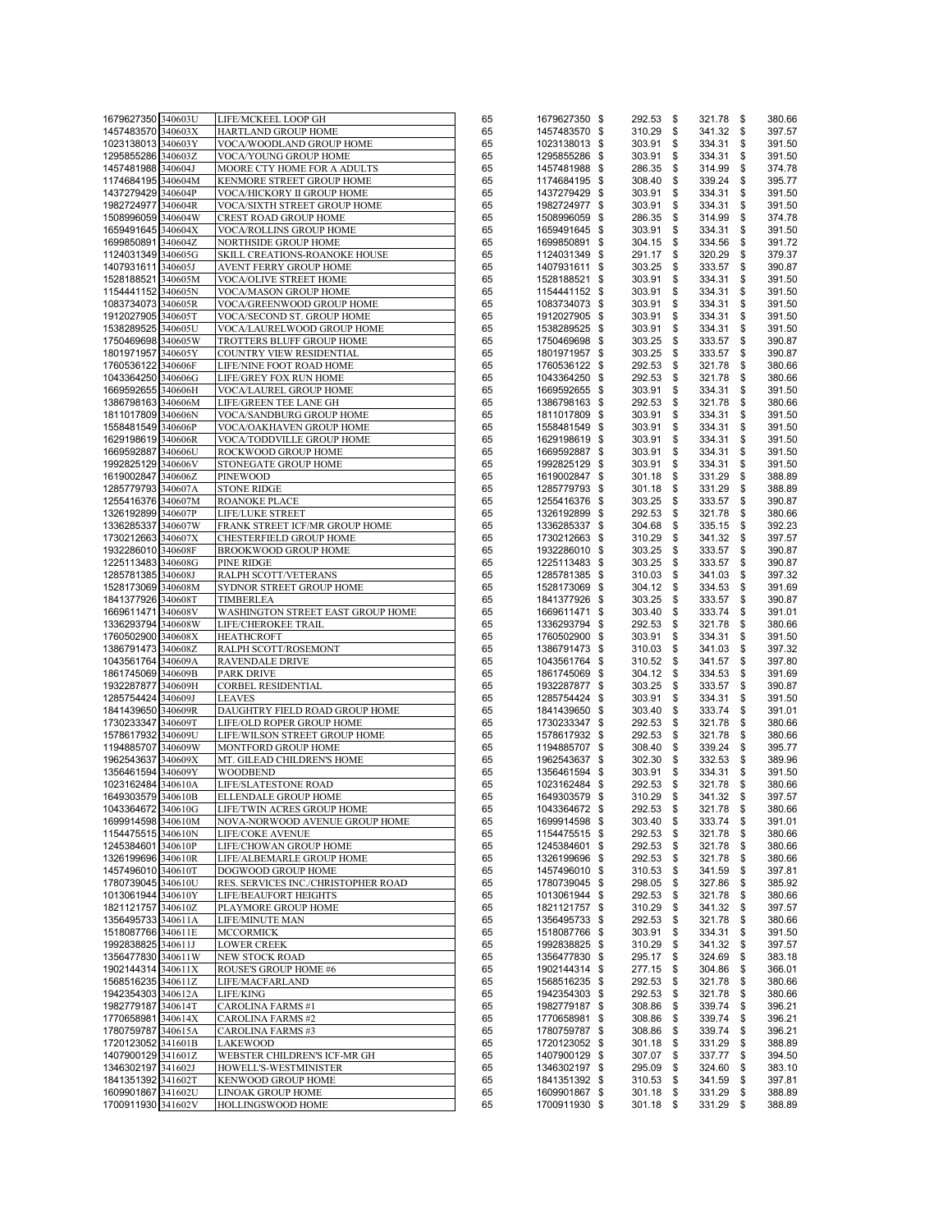| | | | | | | | |
|---|---|---|---|---|---|---|---|
| 1679627350 | 340603U | LIFE/MCKEEL LOOP GH | 65 | 1679627350 | $ 292.53 | $ 321.78 | $ 380.66 |
| 1457483570 | 340603X | HARTLAND GROUP HOME | 65 | 1457483570 | $ 310.29 | $ 341.32 | $ 397.57 |
| 1023138013 | 340603Y | VOCA/WOODLAND GROUP HOME | 65 | 1023138013 | $ 303.91 | $ 334.31 | $ 391.50 |
| 1295855286 | 340603Z | VOCA/YOUNG GROUP HOME | 65 | 1295855286 | $ 303.91 | $ 334.31 | $ 391.50 |
| 1457481988 | 340604J | MOORE CTY HOME FOR A ADULTS | 65 | 1457481988 | $ 286.35 | $ 314.99 | $ 374.78 |
| 1174684195 | 340604M | KENMORE STREET GROUP HOME | 65 | 1174684195 | $ 308.40 | $ 339.24 | $ 395.77 |
| 1437279429 | 340604P | VOCA/HICKORY II GROUP HOME | 65 | 1437279429 | $ 303.91 | $ 334.31 | $ 391.50 |
| 1982724977 | 340604R | VOCA/SIXTH STREET GROUP HOME | 65 | 1982724977 | $ 303.91 | $ 334.31 | $ 391.50 |
| 1508996059 | 340604W | CREST ROAD GROUP HOME | 65 | 1508996059 | $ 286.35 | $ 314.99 | $ 374.78 |
| 1659491645 | 340604X | VOCA/ROLLINS GROUP HOME | 65 | 1659491645 | $ 303.91 | $ 334.31 | $ 391.50 |
| 1699850891 | 340604Z | NORTHSIDE GROUP HOME | 65 | 1699850891 | $ 304.15 | $ 334.56 | $ 391.72 |
| 1124031349 | 340605G | SKILL CREATIONS-ROANOKE HOUSE | 65 | 1124031349 | $ 291.17 | $ 320.29 | $ 379.37 |
| 1407931611 | 340605J | AVENT FERRY GROUP HOME | 65 | 1407931611 | $ 303.25 | $ 333.57 | $ 390.87 |
| 1528188521 | 340605M | VOCA/OLIVE STREET HOME | 65 | 1528188521 | $ 303.91 | $ 334.31 | $ 391.50 |
| 1154441152 | 340605N | VOCA/MASON GROUP HOME | 65 | 1154441152 | $ 303.91 | $ 334.31 | $ 391.50 |
| 1083734073 | 340605R | VOCA/GREENWOOD GROUP HOME | 65 | 1083734073 | $ 303.91 | $ 334.31 | $ 391.50 |
| 1912027905 | 340605T | VOCA/SECOND ST. GROUP HOME | 65 | 1912027905 | $ 303.91 | $ 334.31 | $ 391.50 |
| 1538289525 | 340605U | VOCA/LAURELWOOD GROUP HOME | 65 | 1538289525 | $ 303.91 | $ 334.31 | $ 391.50 |
| 1750469698 | 340605W | TROTTERS BLUFF GROUP HOME | 65 | 1750469698 | $ 303.25 | $ 333.57 | $ 390.87 |
| 1801971957 | 340605Y | COUNTRY VIEW RESIDENTIAL | 65 | 1801971957 | $ 303.25 | $ 333.57 | $ 390.87 |
| 1760536122 | 340606F | LIFE/NINE FOOT ROAD HOME | 65 | 1760536122 | $ 292.53 | $ 321.78 | $ 380.66 |
| 1043364250 | 340606G | LIFE/GREY FOX RUN HOME | 65 | 1043364250 | $ 292.53 | $ 321.78 | $ 380.66 |
| 1669592655 | 340606H | VOCA/LAUREL GROUP HOME | 65 | 1669592655 | $ 303.91 | $ 334.31 | $ 391.50 |
| 1386798163 | 340606M | LIFE/GREEN TEE LANE GH | 65 | 1386798163 | $ 292.53 | $ 321.78 | $ 380.66 |
| 1811017809 | 340606N | VOCA/SANDBURG GROUP HOME | 65 | 1811017809 | $ 303.91 | $ 334.31 | $ 391.50 |
| 1558481549 | 340606P | VOCA/OAKHAVEN GROUP HOME | 65 | 1558481549 | $ 303.91 | $ 334.31 | $ 391.50 |
| 1629198619 | 340606R | VOCA/TODDVILLE GROUP HOME | 65 | 1629198619 | $ 303.91 | $ 334.31 | $ 391.50 |
| 1669592887 | 340606U | ROCKWOOD GROUP HOME | 65 | 1669592887 | $ 303.91 | $ 334.31 | $ 391.50 |
| 1992825129 | 340606V | STONEGATE GROUP HOME | 65 | 1992825129 | $ 303.91 | $ 334.31 | $ 391.50 |
| 1619002847 | 340606Z | PINEWOOD | 65 | 1619002847 | $ 301.18 | $ 331.29 | $ 388.89 |
| 1285779793 | 340607A | STONE RIDGE | 65 | 1285779793 | $ 301.18 | $ 331.29 | $ 388.89 |
| 1255416376 | 340607M | ROANOKE PLACE | 65 | 1255416376 | $ 303.25 | $ 333.57 | $ 390.87 |
| 1326192899 | 340607P | LIFE/LUKE STREET | 65 | 1326192899 | $ 292.53 | $ 321.78 | $ 380.66 |
| 1336285337 | 340607W | FRANK STREET ICF/MR GROUP HOME | 65 | 1336285337 | $ 304.68 | $ 335.15 | $ 392.23 |
| 1730212663 | 340607X | CHESTERFIELD GROUP HOME | 65 | 1730212663 | $ 310.29 | $ 341.32 | $ 397.57 |
| 1932286010 | 340608F | BROOKWOOD GROUP HOME | 65 | 1932286010 | $ 303.25 | $ 333.57 | $ 390.87 |
| 1225113483 | 340608G | PINE RIDGE | 65 | 1225113483 | $ 303.25 | $ 333.57 | $ 390.87 |
| 1285781385 | 340608J | RALPH SCOTT/VETERANS | 65 | 1285781385 | $ 310.03 | $ 341.03 | $ 397.32 |
| 1528173069 | 340608M | SYDNOR STREET GROUP HOME | 65 | 1528173069 | $ 304.12 | $ 334.53 | $ 391.69 |
| 1841377926 | 340608T | TIMBERLEA | 65 | 1841377926 | $ 303.25 | $ 333.57 | $ 390.87 |
| 1669611471 | 340608V | WASHINGTON STREET EAST GROUP HOME | 65 | 1669611471 | $ 303.40 | $ 333.74 | $ 391.01 |
| 1336293794 | 340608W | LIFE/CHEROKEE TRAIL | 65 | 1336293794 | $ 292.53 | $ 321.78 | $ 380.66 |
| 1760502900 | 340608X | HEATHCROFT | 65 | 1760502900 | $ 303.91 | $ 334.31 | $ 391.50 |
| 1386791473 | 340608Z | RALPH SCOTT/ROSEMONT | 65 | 1386791473 | $ 310.03 | $ 341.03 | $ 397.32 |
| 1043561764 | 340609A | RAVENDALE DRIVE | 65 | 1043561764 | $ 310.52 | $ 341.57 | $ 397.80 |
| 1861745069 | 340609B | PARK DRIVE | 65 | 1861745069 | $ 304.12 | $ 334.53 | $ 391.69 |
| 1932287877 | 340609H | CORBEL RESIDENTIAL | 65 | 1932287877 | $ 303.25 | $ 333.57 | $ 390.87 |
| 1285754424 | 340609J | LEAVES | 65 | 1285754424 | $ 303.91 | $ 334.31 | $ 391.50 |
| 1841439650 | 340609R | DAUGHTRY FIELD ROAD GROUP HOME | 65 | 1841439650 | $ 303.40 | $ 333.74 | $ 391.01 |
| 1730233347 | 340609T | LIFE/OLD ROPER GROUP HOME | 65 | 1730233347 | $ 292.53 | $ 321.78 | $ 380.66 |
| 1578617932 | 340609U | LIFE/WILSON STREET GROUP HOME | 65 | 1578617932 | $ 292.53 | $ 321.78 | $ 380.66 |
| 1194885707 | 340609W | MONTFORD GROUP HOME | 65 | 1194885707 | $ 308.40 | $ 339.24 | $ 395.77 |
| 1962543637 | 340609X | MT. GILEAD CHILDREN'S HOME | 65 | 1962543637 | $ 302.30 | $ 332.53 | $ 389.96 |
| 1356461594 | 340609Y | WOODBEND | 65 | 1356461594 | $ 303.91 | $ 334.31 | $ 391.50 |
| 1023162484 | 340610A | LIFE/SLATESTONE ROAD | 65 | 1023162484 | $ 292.53 | $ 321.78 | $ 380.66 |
| 1649303579 | 340610B | ELLENDALE GROUP HOME | 65 | 1649303579 | $ 310.29 | $ 341.32 | $ 397.57 |
| 1043364672 | 340610G | LIFE/TWIN ACRES GROUP HOME | 65 | 1043364672 | $ 292.53 | $ 321.78 | $ 380.66 |
| 1699914598 | 340610M | NOVA-NORWOOD AVENUE GROUP HOME | 65 | 1699914598 | $ 303.40 | $ 333.74 | $ 391.01 |
| 1154475515 | 340610N | LIFE/COKE AVENUE | 65 | 1154475515 | $ 292.53 | $ 321.78 | $ 380.66 |
| 1245384601 | 340610P | LIFE/CHOWAN GROUP HOME | 65 | 1245384601 | $ 292.53 | $ 321.78 | $ 380.66 |
| 1326199696 | 340610R | LIFE/ALBEMARLE GROUP HOME | 65 | 1326199696 | $ 292.53 | $ 321.78 | $ 380.66 |
| 1457496010 | 340610T | DOGWOOD GROUP HOME | 65 | 1457496010 | $ 310.53 | $ 341.59 | $ 397.81 |
| 1780739045 | 340610U | RES. SERVICES INC./CHRISTOPHER ROAD | 65 | 1780739045 | $ 298.05 | $ 327.86 | $ 385.92 |
| 1013061944 | 340610Y | LIFE/BEAUFORT HEIGHTS | 65 | 1013061944 | $ 292.53 | $ 321.78 | $ 380.66 |
| 1821121757 | 340610Z | PLAYMORE GROUP HOME | 65 | 1821121757 | $ 310.29 | $ 341.32 | $ 397.57 |
| 1356495733 | 340611A | LIFE/MINUTE MAN | 65 | 1356495733 | $ 292.53 | $ 321.78 | $ 380.66 |
| 1518087766 | 340611E | MCCORMICK | 65 | 1518087766 | $ 303.91 | $ 334.31 | $ 391.50 |
| 1992838825 | 340611J | LOWER CREEK | 65 | 1992838825 | $ 310.29 | $ 341.32 | $ 397.57 |
| 1356477830 | 340611W | NEW STOCK ROAD | 65 | 1356477830 | $ 295.17 | $ 324.69 | $ 383.18 |
| 1902144314 | 340611X | ROUSE'S GROUP HOME #6 | 65 | 1902144314 | $ 277.15 | $ 304.86 | $ 366.01 |
| 1568516235 | 340611Z | LIFE/MACFARLAND | 65 | 1568516235 | $ 292.53 | $ 321.78 | $ 380.66 |
| 1942354303 | 340612A | LIFE/KING | 65 | 1942354303 | $ 292.53 | $ 321.78 | $ 380.66 |
| 1982779187 | 340614T | CAROLINA FARMS #1 | 65 | 1982779187 | $ 308.86 | $ 339.74 | $ 396.21 |
| 1770658981 | 340614X | CAROLINA FARMS #2 | 65 | 1770658981 | $ 308.86 | $ 339.74 | $ 396.21 |
| 1780759787 | 340615A | CAROLINA FARMS #3 | 65 | 1780759787 | $ 308.86 | $ 339.74 | $ 396.21 |
| 1720123052 | 341601B | LAKEWOOD | 65 | 1720123052 | $ 301.18 | $ 331.29 | $ 388.89 |
| 1407900129 | 341601Z | WEBSTER CHILDREN'S ICF-MR GH | 65 | 1407900129 | $ 307.07 | $ 337.77 | $ 394.50 |
| 1346302197 | 341602J | HOWELL'S-WESTMINISTER | 65 | 1346302197 | $ 295.09 | $ 324.60 | $ 383.10 |
| 1841351392 | 341602T | KENWOOD GROUP HOME | 65 | 1841351392 | $ 310.53 | $ 341.59 | $ 397.81 |
| 1609901867 | 341602U | LINOAK GROUP HOME | 65 | 1609901867 | $ 301.18 | $ 331.29 | $ 388.89 |
| 1700911930 | 341602V | HOLLINGSWOOD HOME | 65 | 1700911930 | $ 301.18 | $ 331.29 | $ 388.89 |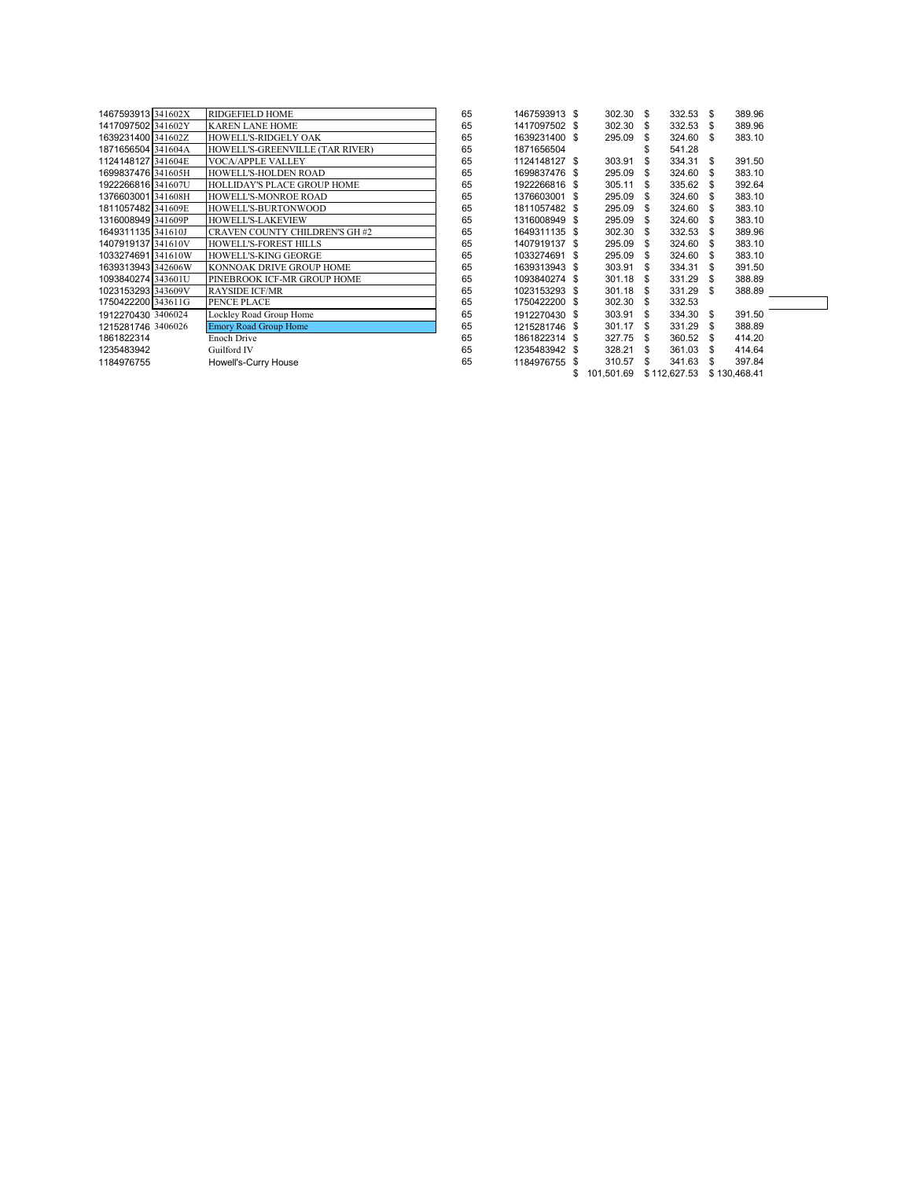| | | | | | | | |
|---|---|---|---|---|---|---|---|
| 1467593913 | 341602X | RIDGEFIELD HOME | 65 | 1467593913 | $ 302.30 | $ 332.53 | $ 389.96 |
| 1417097502 | 341602Y | KAREN LANE HOME | 65 | 1417097502 | $ 302.30 | $ 332.53 | $ 389.96 |
| 1639231400 | 341602Z | HOWELL'S-RIDGELY OAK | 65 | 1639231400 | $ 295.09 | $ 324.60 | $ 383.10 |
| 1871656504 | 341604A | HOWELL'S-GREENVILLE (TAR RIVER) | 65 | 1871656504 | | $ 541.28 | |
| 1124148127 | 341604E | VOCA/APPLE VALLEY | 65 | 1124148127 | $ 303.91 | $ 334.31 | $ 391.50 |
| 1699837476 | 341605H | HOWELL'S-HOLDEN ROAD | 65 | 1699837476 | $ 295.09 | $ 324.60 | $ 383.10 |
| 1922266816 | 341607U | HOLLIDAY'S PLACE GROUP HOME | 65 | 1922266816 | $ 305.11 | $ 335.62 | $ 392.64 |
| 1376603001 | 341608H | HOWELL'S-MONROE ROAD | 65 | 1376603001 | $ 295.09 | $ 324.60 | $ 383.10 |
| 1811057482 | 341609E | HOWELL'S-BURTONWOOD | 65 | 1811057482 | $ 295.09 | $ 324.60 | $ 383.10 |
| 1316008949 | 341609P | HOWELL'S-LAKEVIEW | 65 | 1316008949 | $ 295.09 | $ 324.60 | $ 383.10 |
| 1649311135 | 341610J | CRAVEN COUNTY CHILDREN'S GH #2 | 65 | 1649311135 | $ 302.30 | $ 332.53 | $ 389.96 |
| 1407919137 | 341610V | HOWELL'S-FOREST HILLS | 65 | 1407919137 | $ 295.09 | $ 324.60 | $ 383.10 |
| 1033274691 | 341610W | HOWELL'S-KING GEORGE | 65 | 1033274691 | $ 295.09 | $ 324.60 | $ 383.10 |
| 1639313943 | 342606W | KONNOAK DRIVE GROUP HOME | 65 | 1639313943 | $ 303.91 | $ 334.31 | $ 391.50 |
| 1093840274 | 343601U | PINEBROOK ICF-MR GROUP HOME | 65 | 1093840274 | $ 301.18 | $ 331.29 | $ 388.89 |
| 1023153293 | 343609V | RAYSIDE ICF/MR | 65 | 1023153293 | $ 301.18 | $ 331.29 | $ 388.89 |
| 1750422200 | 343611G | PENCE PLACE | 65 | 1750422200 | $ 302.30 | $ 332.53 | |
| 1912270430 | 3406024 | Lockley Road Group Home | 65 | 1912270430 | $ 303.91 | $ 334.30 | $ 391.50 |
| 1215281746 | 3406026 | Emory Road Group Home | 65 | 1215281746 | $ 301.17 | $ 331.29 | $ 388.89 |
| 1861822314 | | Enoch Drive | 65 | 1861822314 | $ 327.75 | $ 360.52 | $ 414.20 |
| 1235483942 | | Guilford IV | 65 | 1235483942 | $ 328.21 | $ 361.03 | $ 414.64 |
| 1184976755 | | Howell's-Curry House | 65 | 1184976755 | $ 310.57 | $ 341.63 | $ 397.84 |
| | | | | | $ 101,501.69 | $ 112,627.53 | $ 130,468.41 |